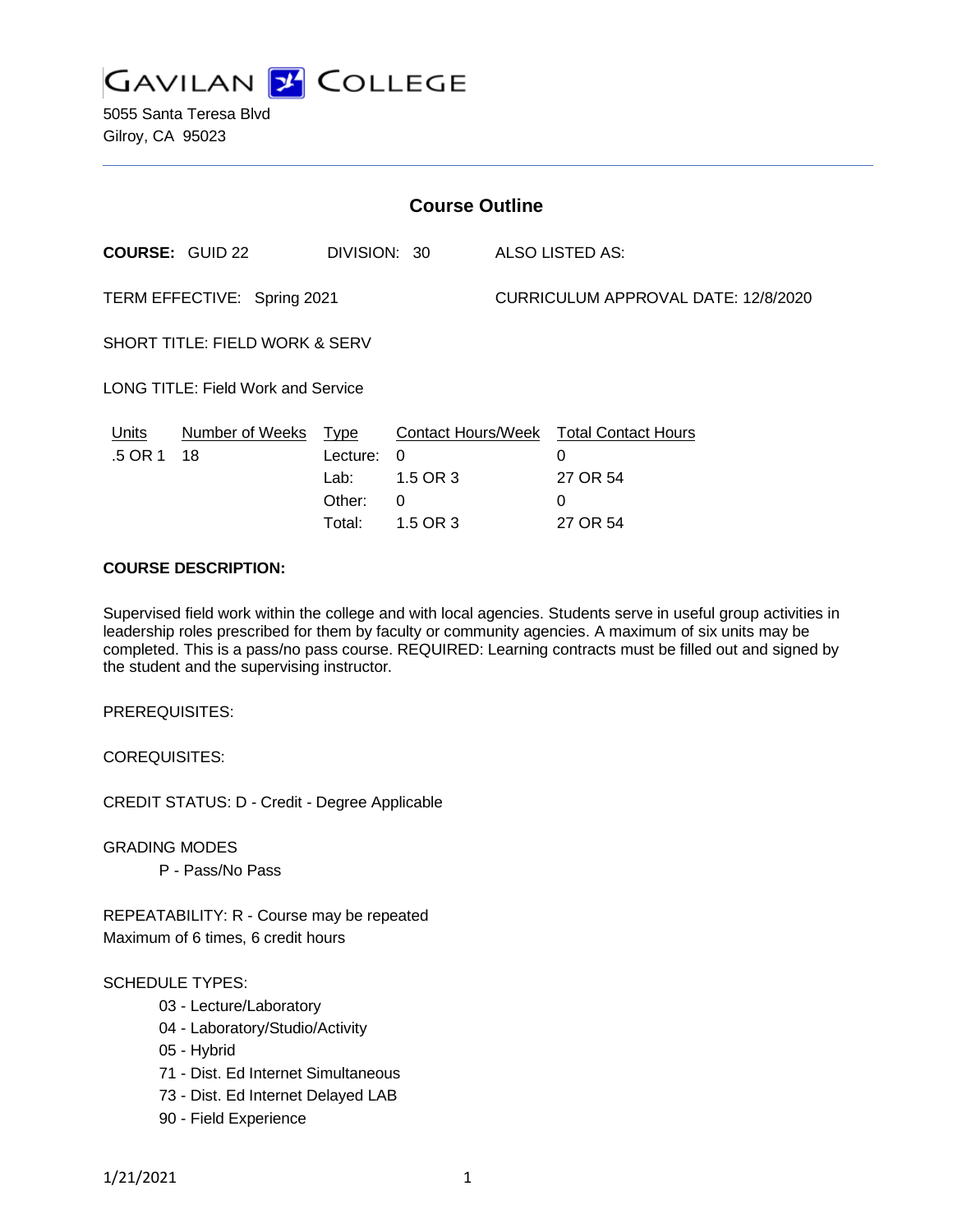# GAVILAN COLLEGE

5055 Santa Teresa Blvd
Gilroy, CA 95023

## Course Outline

**COURSE:** GUID 22    DIVISION: 30    ALSO LISTED AS:

TERM EFFECTIVE: Spring 2021    CURRICULUM APPROVAL DATE: 12/8/2020

SHORT TITLE: FIELD WORK & SERV

LONG TITLE: Field Work and Service

| Units | Number of Weeks | Type | Contact Hours/Week | Total Contact Hours |
|---|---|---|---|---|
| .5 OR 1 | 18 | Lecture: | 0 | 0 |
| | | Lab: | 1.5 OR 3 | 27 OR 54 |
| | | Other: | 0 | 0 |
| | | Total: | 1.5 OR 3 | 27 OR 54 |

**COURSE DESCRIPTION:**

Supervised field work within the college and with local agencies. Students serve in useful group activities in leadership roles prescribed for them by faculty or community agencies. A maximum of six units may be completed. This is a pass/no pass course. REQUIRED: Learning contracts must be filled out and signed by the student and the supervising instructor.

PREREQUISITES:

COREQUISITES:

CREDIT STATUS: D - Credit - Degree Applicable

GRADING MODES

- P - Pass/No Pass

REPEATABILITY: R - Course may be repeated
Maximum of 6 times, 6 credit hours

SCHEDULE TYPES:

- 03 - Lecture/Laboratory
- 04 - Laboratory/Studio/Activity
- 05 - Hybrid
- 71 - Dist. Ed Internet Simultaneous
- 73 - Dist. Ed Internet Delayed LAB
- 90 - Field Experience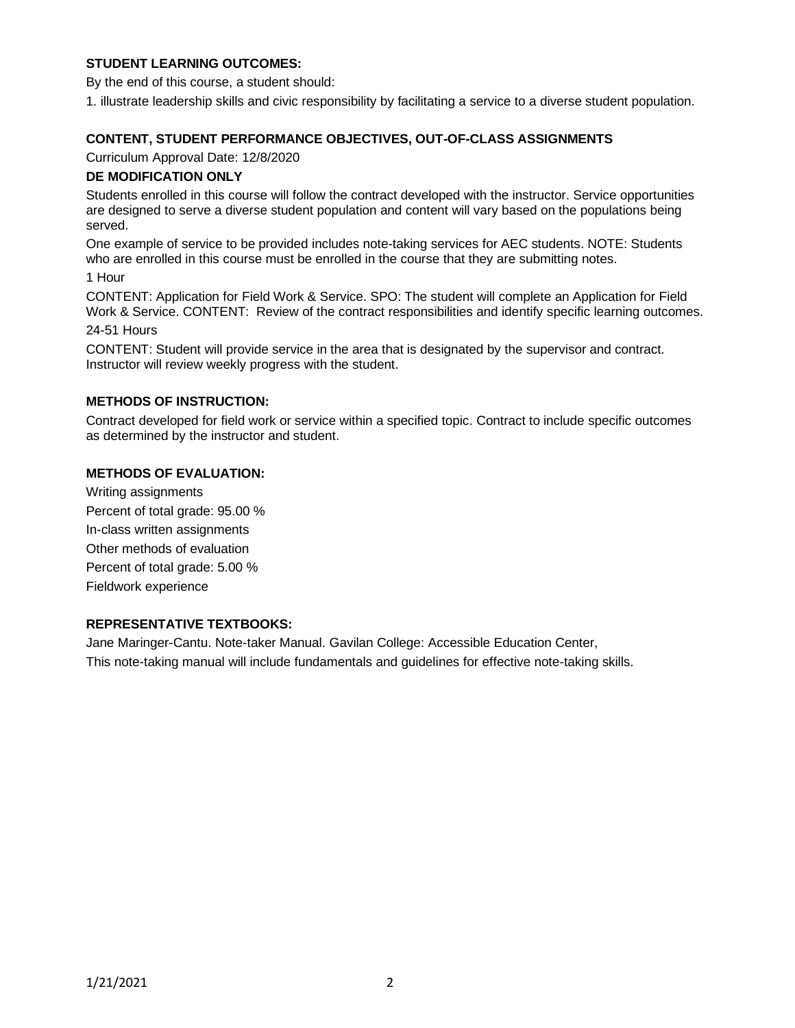## STUDENT LEARNING OUTCOMES:

By the end of this course, a student should:

1. illustrate leadership skills and civic responsibility by facilitating a service to a diverse student population.

## CONTENT, STUDENT PERFORMANCE OBJECTIVES, OUT-OF-CLASS ASSIGNMENTS

Curriculum Approval Date: 12/8/2020

### DE MODIFICATION ONLY

Students enrolled in this course will follow the contract developed with the instructor. Service opportunities are designed to serve a diverse student population and content will vary based on the populations being served.

One example of service to be provided includes note-taking services for AEC students. NOTE: Students who are enrolled in this course must be enrolled in the course that they are submitting notes.

1 Hour

CONTENT: Application for Field Work & Service. SPO: The student will complete an Application for Field Work & Service. CONTENT: Review of the contract responsibilities and identify specific learning outcomes.

24-51 Hours

CONTENT: Student will provide service in the area that is designated by the supervisor and contract. Instructor will review weekly progress with the student.

## METHODS OF INSTRUCTION:

Contract developed for field work or service within a specified topic. Contract to include specific outcomes as determined by the instructor and student.

## METHODS OF EVALUATION:

Writing assignments

Percent of total grade: 95.00 %

In-class written assignments

Other methods of evaluation

Percent of total grade: 5.00 %

Fieldwork experience

## REPRESENTATIVE TEXTBOOKS:

Jane Maringer-Cantu. Note-taker Manual. Gavilan College: Accessible Education Center,

This note-taking manual will include fundamentals and guidelines for effective note-taking skills.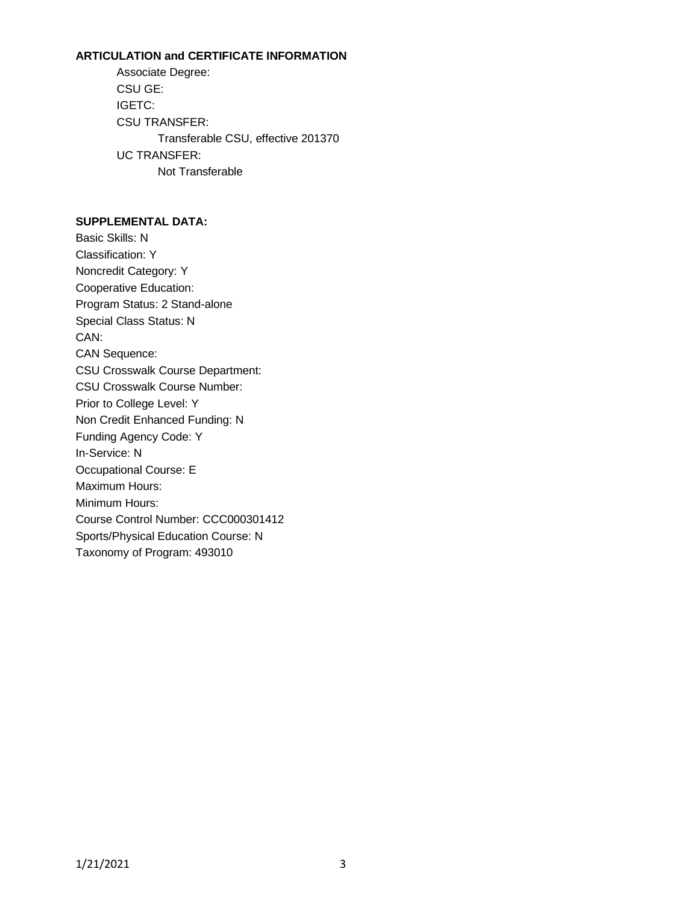**ARTICULATION and CERTIFICATE INFORMATION**

Associate Degree:

CSU GE:

IGETC:

CSU TRANSFER:

Transferable CSU, effective 201370

UC TRANSFER:

Not Transferable

**SUPPLEMENTAL DATA:**

Basic Skills: N
Classification: Y
Noncredit Category: Y
Cooperative Education:
Program Status: 2 Stand-alone
Special Class Status: N
CAN:
CAN Sequence:
CSU Crosswalk Course Department:
CSU Crosswalk Course Number:
Prior to College Level: Y
Non Credit Enhanced Funding: N
Funding Agency Code: Y
In-Service: N
Occupational Course: E
Maximum Hours:
Minimum Hours:
Course Control Number: CCC000301412
Sports/Physical Education Course: N
Taxonomy of Program: 493010